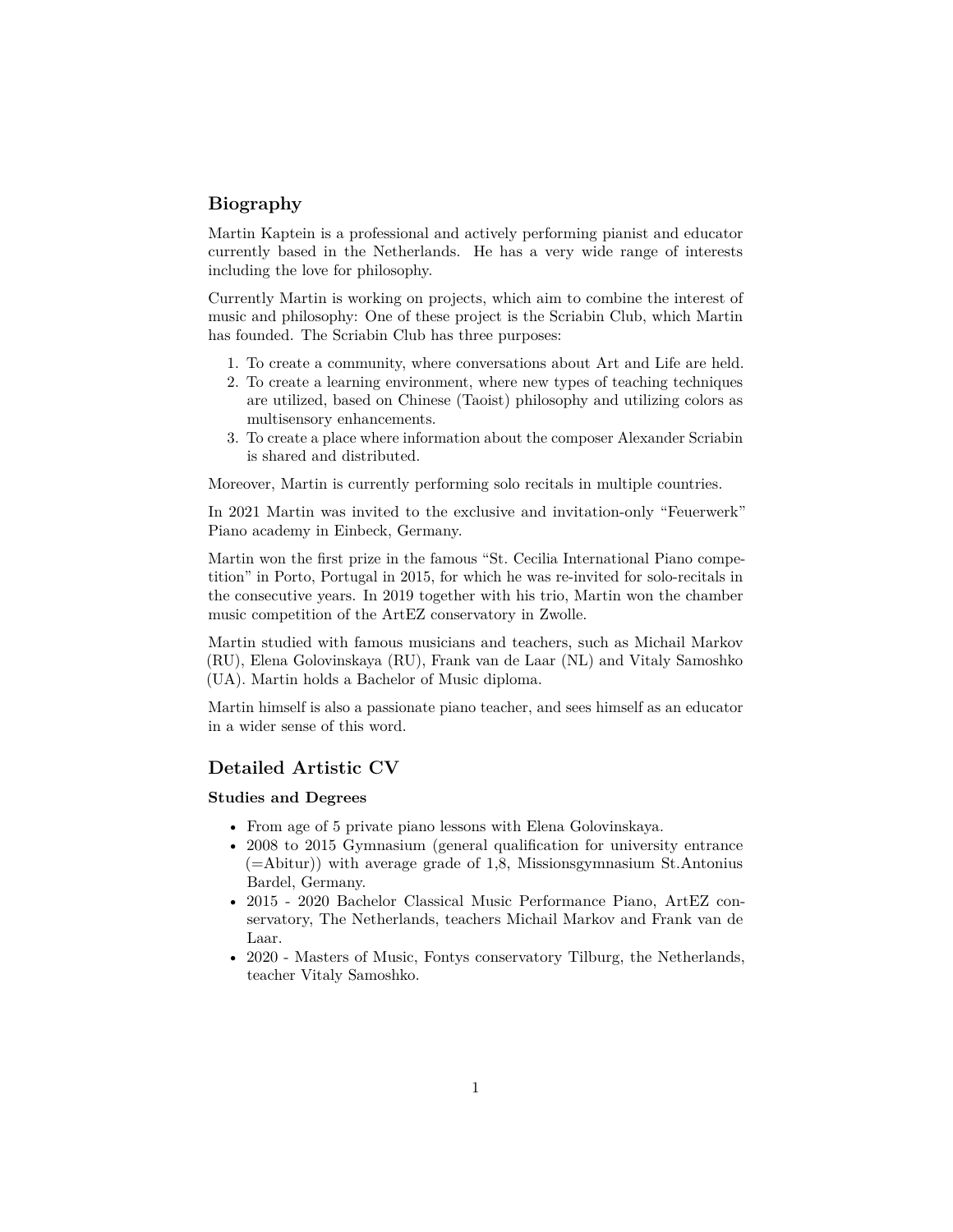## Biography

Martin Kaptein is a professional and actively performing pianist and educator currently based in the Netherlands. He has a very wide range of interests including the love for philosophy.

Currently Martin is working on projects, which aim to combine the interest of music and philosophy: One of these project is the Scriabin Club, which Martin has founded. The Scriabin Club has three purposes:

1. To create a community, where conversations about Art and Life are held.
2. To create a learning environment, where new types of teaching techniques are utilized, based on Chinese (Taoist) philosophy and utilizing colors as multisensory enhancements.
3. To create a place where information about the composer Alexander Scriabin is shared and distributed.

Moreover, Martin is currently performing solo recitals in multiple countries.

In 2021 Martin was invited to the exclusive and invitation-only "Feuerwerk" Piano academy in Einbeck, Germany.

Martin won the first prize in the famous "St. Cecilia International Piano competition" in Porto, Portugal in 2015, for which he was re-invited for solo-recitals in the consecutive years. In 2019 together with his trio, Martin won the chamber music competition of the ArtEZ conservatory in Zwolle.

Martin studied with famous musicians and teachers, such as Michail Markov (RU), Elena Golovinskaya (RU), Frank van de Laar (NL) and Vitaly Samoshko (UA). Martin holds a Bachelor of Music diploma.

Martin himself is also a passionate piano teacher, and sees himself as an educator in a wider sense of this word.

## Detailed Artistic CV

### Studies and Degrees

- From age of 5 private piano lessons with Elena Golovinskaya.
- 2008 to 2015 Gymnasium (general qualification for university entrance (=Abitur)) with average grade of 1,8, Missionsgymnasium St.Antonius Bardel, Germany.
- 2015 - 2020 Bachelor Classical Music Performance Piano, ArtEZ conservatory, The Netherlands, teachers Michail Markov and Frank van de Laar.
- 2020 - Masters of Music, Fontys conservatory Tilburg, the Netherlands, teacher Vitaly Samoshko.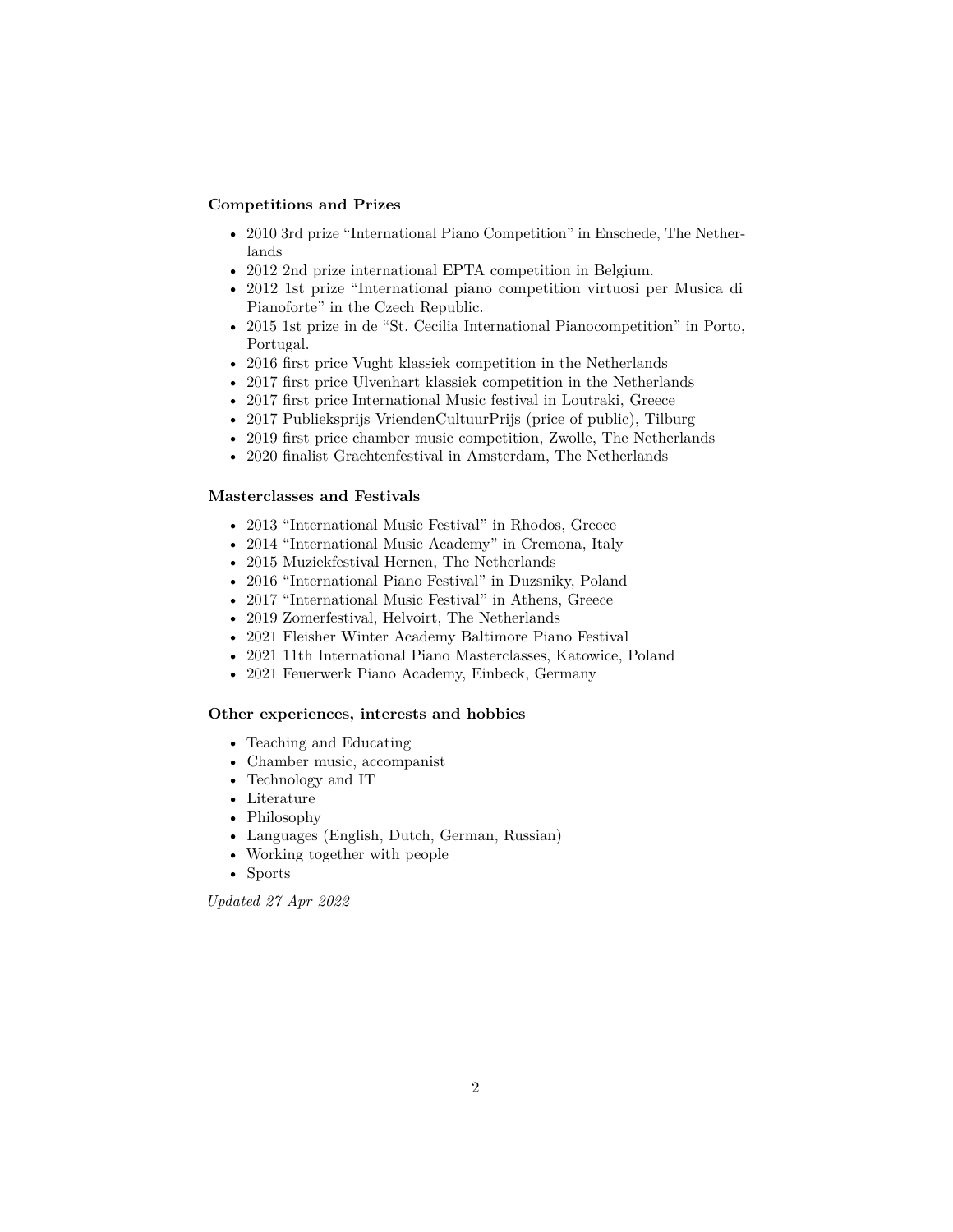**Competitions and Prizes**

- 2010 3rd prize "International Piano Competition" in Enschede, The Netherlands
- 2012 2nd prize international EPTA competition in Belgium.
- 2012 1st prize "International piano competition virtuosi per Musica di Pianoforte" in the Czech Republic.
- 2015 1st prize in de "St. Cecilia International Pianocompetition" in Porto, Portugal.
- 2016 first price Vught klassiek competition in the Netherlands
- 2017 first price Ulvenhart klassiek competition in the Netherlands
- 2017 first price International Music festival in Loutraki, Greece
- 2017 Publieksprijs VriendenCultuurPrijs (price of public), Tilburg
- 2019 first price chamber music competition, Zwolle, The Netherlands
- 2020 finalist Grachtenfestival in Amsterdam, The Netherlands

**Masterclasses and Festivals**

- 2013 "International Music Festival" in Rhodos, Greece
- 2014 "International Music Academy" in Cremona, Italy
- 2015 Muziekfestival Hernen, The Netherlands
- 2016 "International Piano Festival" in Duzsniky, Poland
- 2017 "International Music Festival" in Athens, Greece
- 2019 Zomerfestival, Helvoirt, The Netherlands
- 2021 Fleisher Winter Academy Baltimore Piano Festival
- 2021 11th International Piano Masterclasses, Katowice, Poland
- 2021 Feuerwerk Piano Academy, Einbeck, Germany

**Other experiences, interests and hobbies**

- Teaching and Educating
- Chamber music, accompanist
- Technology and IT
- Literature
- Philosophy
- Languages (English, Dutch, German, Russian)
- Working together with people
- Sports

*Updated 27 Apr 2022*